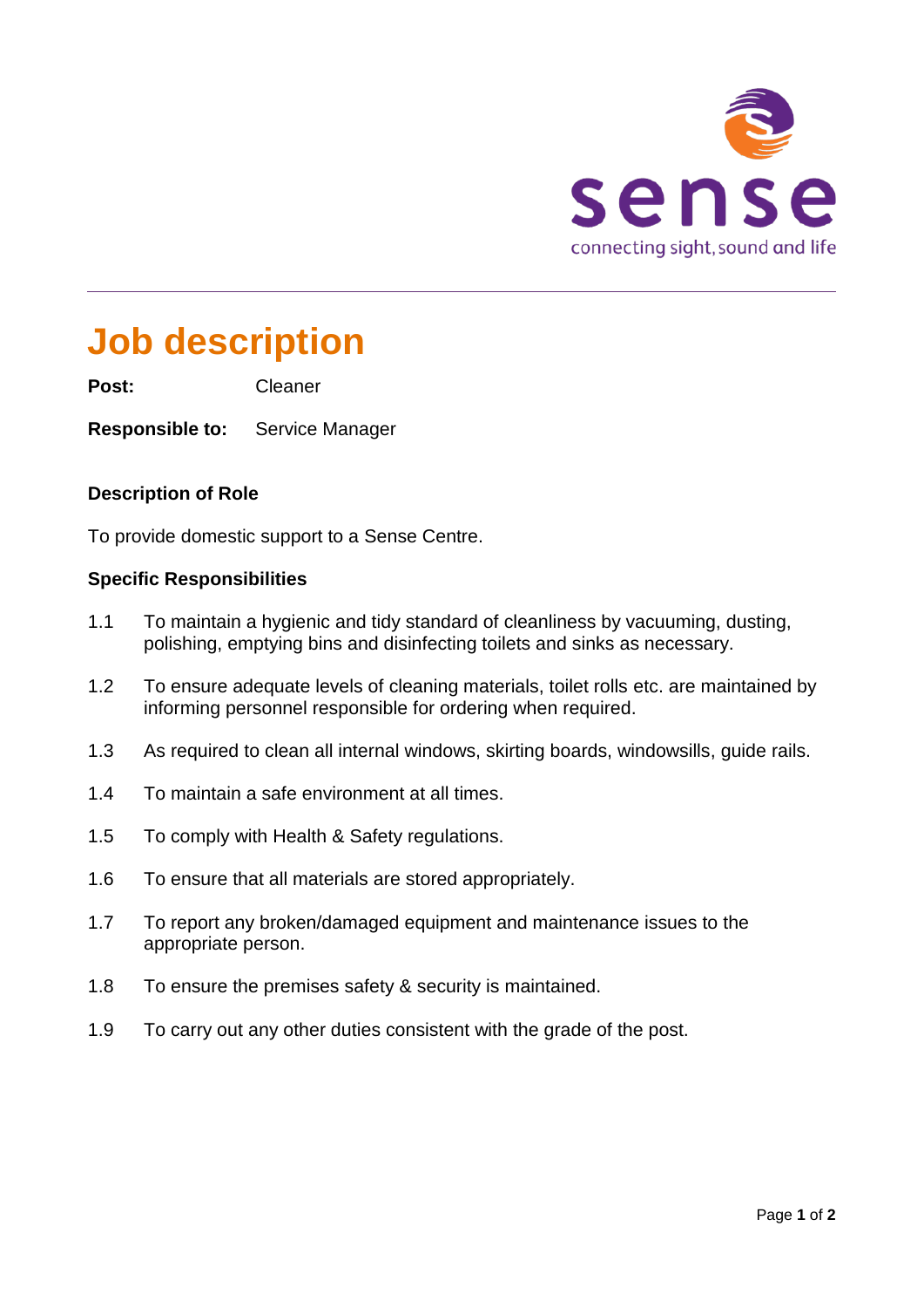# Job description

**Post:** Cleaner

**Responsible to:** Service Manager

### Description of Role

To provide domestic support to a Sense Centre.

### Specific Responsibilities

1.1 To maintain a hygienic and tidy standard of cleanliness by vacuuming, dusting, polishing, emptying bins and disinfecting toilets and sinks as necessary.

1.2 To ensure adequate levels of cleaning materials, toilet rolls etc. are maintained by informing personnel responsible for ordering when required.

1.3 As required to clean all internal windows, skirting boards, windowsills, guide rails.

1.4 To maintain a safe environment at all times.

1.5 To comply with Health & Safety regulations.

1.6 To ensure that all materials are stored appropriately.

1.7 To report any broken/damaged equipment and maintenance issues to the appropriate person.

1.8 To ensure the premises safety & security is maintained.

1.9 To carry out any other duties consistent with the grade of the post.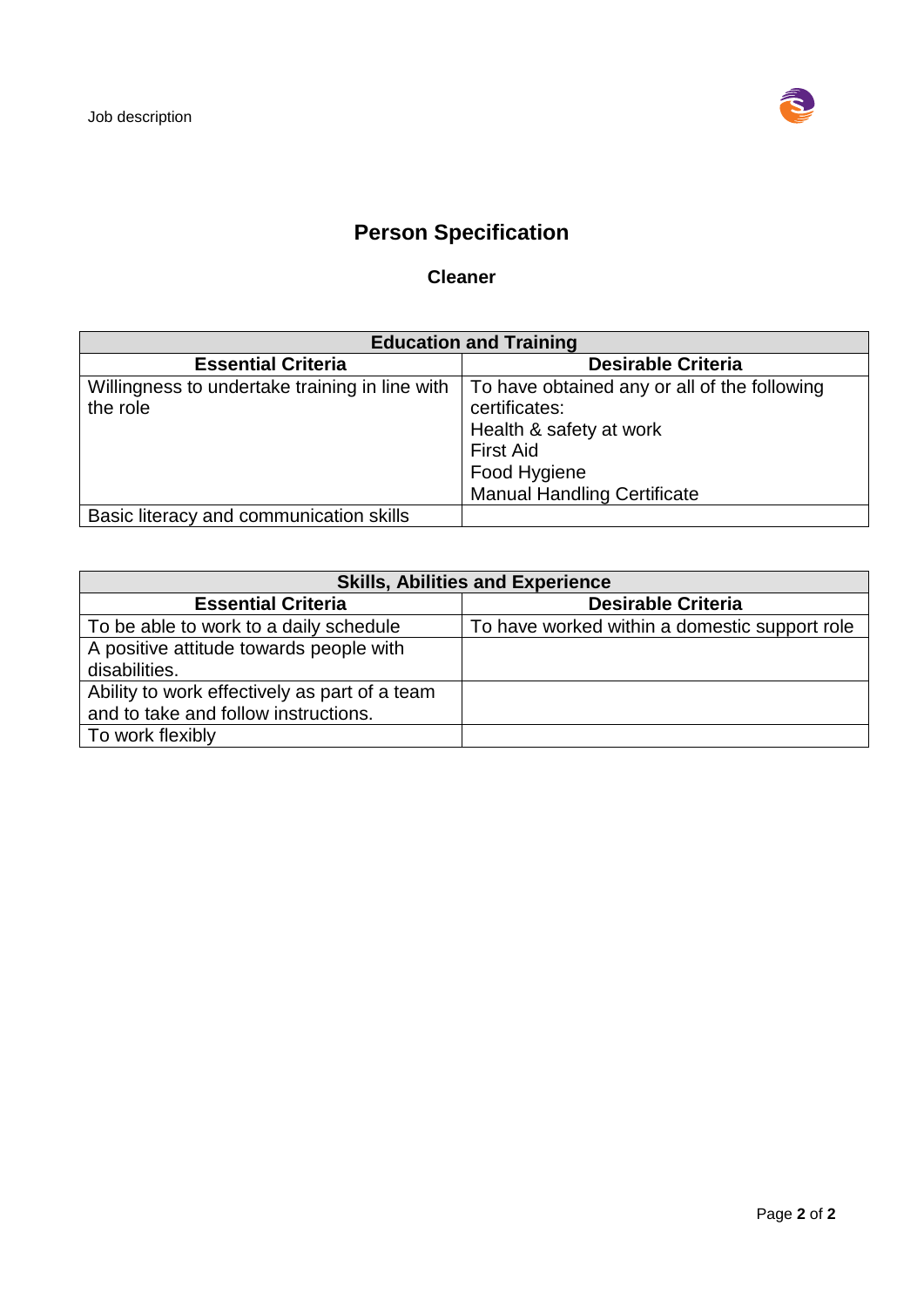# Person Specification

## Cleaner

| Education and Training | |
|---|---|
| **Essential Criteria** | **Desirable Criteria** |
| Willingness to undertake training in line with the role | To have obtained any or all of the following certificates:<br>Health & safety at work<br>First Aid<br>Food Hygiene<br>Manual Handling Certificate |
| Basic literacy and communication skills | |

| Skills, Abilities and Experience | |
|---|---|
| **Essential Criteria** | **Desirable Criteria** |
| To be able to work to a daily schedule | To have worked within a domestic support role |
| A positive attitude towards people with disabilities. | |
| Ability to work effectively as part of a team and to take and follow instructions. | |
| To work flexibly | |